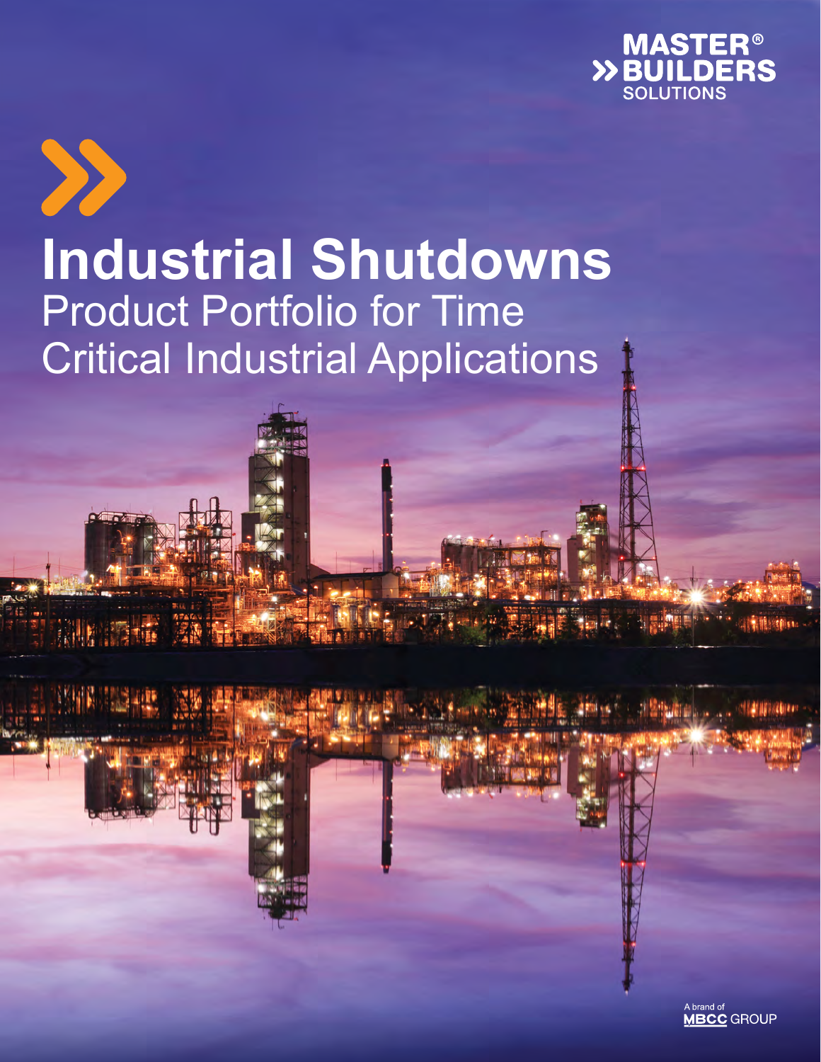MASTER® BUILDERS SOLUTIONS

# Industrial Shutdowns

## Product Portfolio for Time Critical Industrial Applications

A brand of MBCC GROUP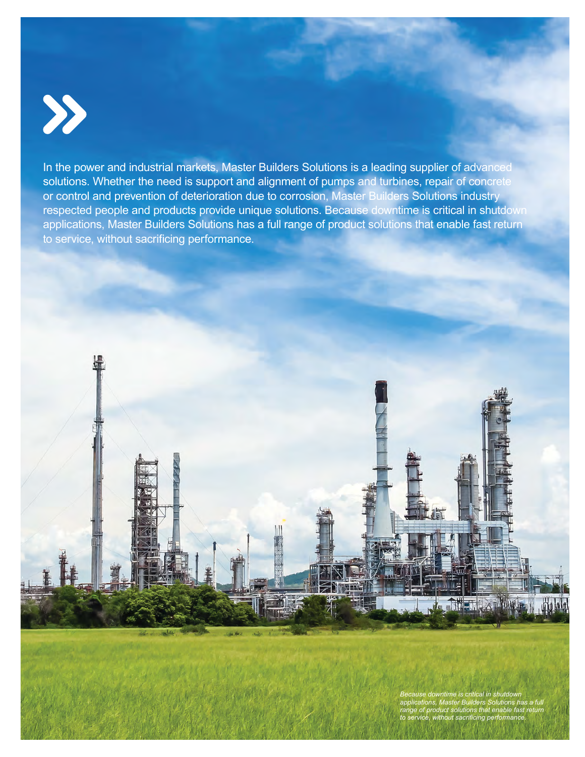In the power and industrial markets, Master Builders Solutions is a leading supplier of advanced solutions. Whether the need is support and alignment of pumps and turbines, repair of concrete or control and prevention of deterioration due to corrosion, Master Builders Solutions industry respected people and products provide unique solutions. Because downtime is critical in shutdown applications, Master Builders Solutions has a full range of product solutions that enable fast return to service, without sacrificing performance.

*Because downtime is critical in shutdown applications, Master Builders Solutions has a full range of product solutions that enable fast return to service, without sacrificing performance.*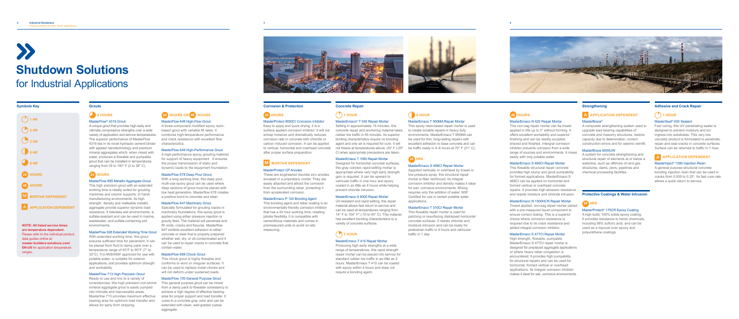## Shutdown Solutions
for Industrial Applications

### Symbols Key

- 1 HR
- 2 HR
- 3 HR
- 6 HR
- 8 HR
- 24 HOURS
- 48 HOURS
- M MORTAR DEPENDENT
- A APPLICATION DEPENDENT

**NOTE: All listed service times are temperature dependent.** Please refer to the individual product data guides online at: **master-builders-solutions.com/EN-US** for application temperature ranges.

### Grouts

#### 8 HOURS

**MasterFlow® 4316 Grout**
A unique grout that provides high early and ultimate compressive strengths over a wide variety of application and service temperatures. The superior performance of MasterFlow 4316 lies in its novel hydraulic cement binder with applied nanotechnology and premium mineral aggregates which, when mixed with water, produces a flowable and pumpable grout that can be installed in temperatures ranging from 35 to 100° F (2 to 38° C).

#### 24 HOURS

**MasterFlow 885 Metallic Aggregate Grout**
This high precision grout with an extended working time is ideally suited for grouting machines and column supports. In harsh manufacturing environments, its high strength, density and malleable metallic aggregate provide superior dynamic load resistance. It tolerates wet environments, is sulfate-resistant and can be used in marine, wastewater, and sulfate-containing soil environments.

**MasterFlow 928 Extended Working Time Grout**
With extended working time, this grout ensures sufficient time for placement. It can be placed from fluid to damp pack over a temperature range of 45°F to 90°F (7° to 32°C). It is ANSI/NSF approved for use with potable water, is suitable for exterior applications, and provides optimum strength and workability.

**MasterFlow 713 High Precision Grout**
Ready to use and mix to a variety of consistencies, this high precision non-shrink mineral aggregate grout is easily pumped into intricate and inaccessible areas. Masterflow 713 provides maximum effective bearing area for optimum load transfer and allows for early form stripping.

#### 24 HOURS OR 48 HOURS

**MasterFlow 648 High-Flow Grout**
A three-component modified epoxy resin-based grout with variable fill rates. It combines high-temperature performance and crack resistance with excellent flow characteristics.

**MasterFlow 649 High-Performance Grout**
A high-performance epoxy grouting material for support of heavy equipment. It ensures the proper transmission of static and dynamic loads to the equipment foundation.

**MasterFlow 678 Deep Pour Grout**
With a long working time, this deep pour, multi-use epoxy grout can be used where deep sections of grout must be placed with low heat generation. Masterflow 678 creates a positive bond to concrete and steel.

**MasterFlow 647 Machinery Grout**
Specially formulated for grouting cracks in machinery foundations, this epoxy grout is applied using either pressure injection or gravity feed. The material will penetrate and fill voids, cracks and fissures. Masterflow 647 exhibits excellent adhesion to either concrete or steel that is properly prepared whether wet, dry, or oil-contaminated and it can be used to repair cracks in concrete that contain water.

**MasterFlow 668 Chock Grout**
This chock grout is highly flowable and conforms to worn or irregular surfaces. It can be used to replace metal chocks and will not deform under sustained loads.

**MasterFlow 100 General Purpose Grout**
This general purpose grout can be mixed from a damp pack to flowable consistency to achieve a high degree of effective bearing area for proper support and load transfer. It cures to a concrete gray color and can be extended with clean, well-graded coarse aggregate.

### Corrosion & Protection

#### 24 HOURS

**MasterProtect 8000CI Corrosion Inhibitor**
Easy to apply and quick drying, it is a surface applied corrosion inhibitor. It will not entrap moisture and dramatically reduces corrosion rate in concrete with chloride or carbon induced corrosion. It can be applied to vertical, horizontal and overhead concrete after proper surface preparation.

#### M MORTAR DEPENDENT

**MasterProtect CP Anodes**
These are engineered discrete zinc anodes encased in a proprietary mortar. They are easily attached and attract the corrosion from the surrounding rebar, protecting it from accelerated corrosion.

**MasterEmaco P 124 Bonding Agent**
This bonding agent and rebar coating is an environmentally friendly corrosion inhibitor that has a 24 hour working time, creating jobsite flexibility. It is compatible with cementitious materials and comes in premeasured units to avoid on-site measuring.

### Concrete Repair

#### 1 HOUR

**MasterEmaco® T 545 Repair Mortar**
Setting in approximately 15 minutes, this concrete repair and anchoring material takes rubber tire traffic in 45 minutes. Its superior binding characteristics require no bonding agent and only air is required for cure. It will not freeze at temperatures above -20° F (-29° C) when appropriate precautions are taken.

**MasterEmaco T 1060 Repair Mortar**
Designed for horizontal concrete surfaces, this gray colored, rapid-setting mortar is appropriate where very high early strength gain is required. It can be opened to vehicular traffic in one hour and epoxy coated in as little as 4 hours while helping prevent chloride intrusion.

**MasterEmaco S 6000 Repair Mortar**
UV-resistant and rapid setting, this repair material allows fast return to service and can be used at temperatures ranging from 14° F to 104° F° (-10 to 40° C). This material has excellent bonding characteristics to a variety of concrete surfaces.

#### 2 HOUR

**MasterEmaco T 415 Repair Mortar**
Producing high early strengths at a wide range of temperatures, this rapid strength repair mortar can be placed into service for standard rubber tire traffic in as little as 2 hours. MasterEmaco T 415 can be coated with epoxy within 4 hours and does not require a bonding agent.

#### 6 HOUR

**MasterEmaco T 950MA Repair Mortar**
This epoxy resin-based repair mortar is used to create durable repairs in heavy duty environments. MasterEmaco T 950MA can be used for thin, long-lasting repairs with excellent adhesion to base concrete and can be traffic ready in 4–6 hours at 70° F (21° C).

#### 24 HRS

**MasterEmaco S 488CI Repair Mortar**
Applied vertically or overhead by trowel or low pressure spray, this structural repair mortar is fiber reinforced. Its integral corrosion inhibitor and density makes it ideal for wet, corrosive environments. Mixing requires only the addition of water. NSF Certified for use in certain potable water applications.

**MasterEmaco T 310CI Repair Mortar**
This flowable repair mortar is used for patching or resurfacing distressed horizontal concrete surfaces. It resists chloride and moisture intrusion and can be ready for pedestrian traffic in 4 hours and vehicular traffic in 1 day.

#### 48 HOURS

**MasterEmaco N 425 Repair Mortar**
This non-sag repair mortar can be trowel applied in lifts up to 2" without forming. It offers excellent workability and superior finishing and can be readily sculpted, shaved and finished. Intergral corrosion inhibitor prevents corrosion from a wide range of sources and environments. It mixes easily with only potable water.

**MasterEmaco S 466CI Repair Mortar**
This flowable structural repair concrete provides high slump and good pumpability for formed applications. MasterEmaco S 466CI can be applied on horizontal and formed vertical or overhead concrete repairs. It provides high abrasion resistance and resists moisture and chloride intrusion.

**MasterEmaco N 1500HCR Repair Mortar**
Trowel applied, non-sag repair mortar paired with a pre-measured liquid component to ensure correct dosing. This is a superior choice where corrosion resistance is required due to its crack resistance and added integral corrosion inhibitor.

**MasterEmaco S 477CI Repair Mortar**
High strength, flowable, pumpable MasterEmaco S 477CI repair mortar is designed for preplaced aggregate applications or where heavy rebar congestion is encountered. It provides high pumpability for structural repairs and can be used for horizontal, formed vertical or overhead applications. Its integral corrosion inhibitor makes it ideal for wet, corrosive environments.

### Strengthening

#### A APPLICATION DEPENDENT

**MasterBrace®**
A composite strengthening system used to upgrade load bearing capabilities of concrete and masonry structures, restore capacity due to deterioration, correct construction errors and for seismic retrofit.

**MasterBrace 6000UW**
A system for concrete strengthening and structural repair of elements at or below a waterline, such as offshore oil and gas structures, dams, piers, pipelines and chemical processing facilities.

### Protective Coatings & Water Intrusion

#### 24 HRS

**MasterProtect® 170CR Epoxy Coating**
A high build, 100% solids epoxy coating. It provides resistance to harsh chemicals, including 98% sulfuric acid, and can be used as a topcoat over epoxy and polyurethane coatings.

### Adhesive and Crack Repair

#### 1 HOUR

**MasterSeal® 630 Sealant**
Fast curing, this UV penetrating sealer is designed to prevent moisture and ion ingress into substrates. This very low viscosity product is formulated to penetrate, repair and seal cracks in concrete surfaces. Surface can be returned to traffic in 1 hour.

#### A APPLICATION DEPENDENT

**MasterInject® 1380 Injection Resin**
A general purpose structural concrete bonding injection resin that can be used in cracks from 0.005 to 0.25". Its fast cure rate allows a quick return to service.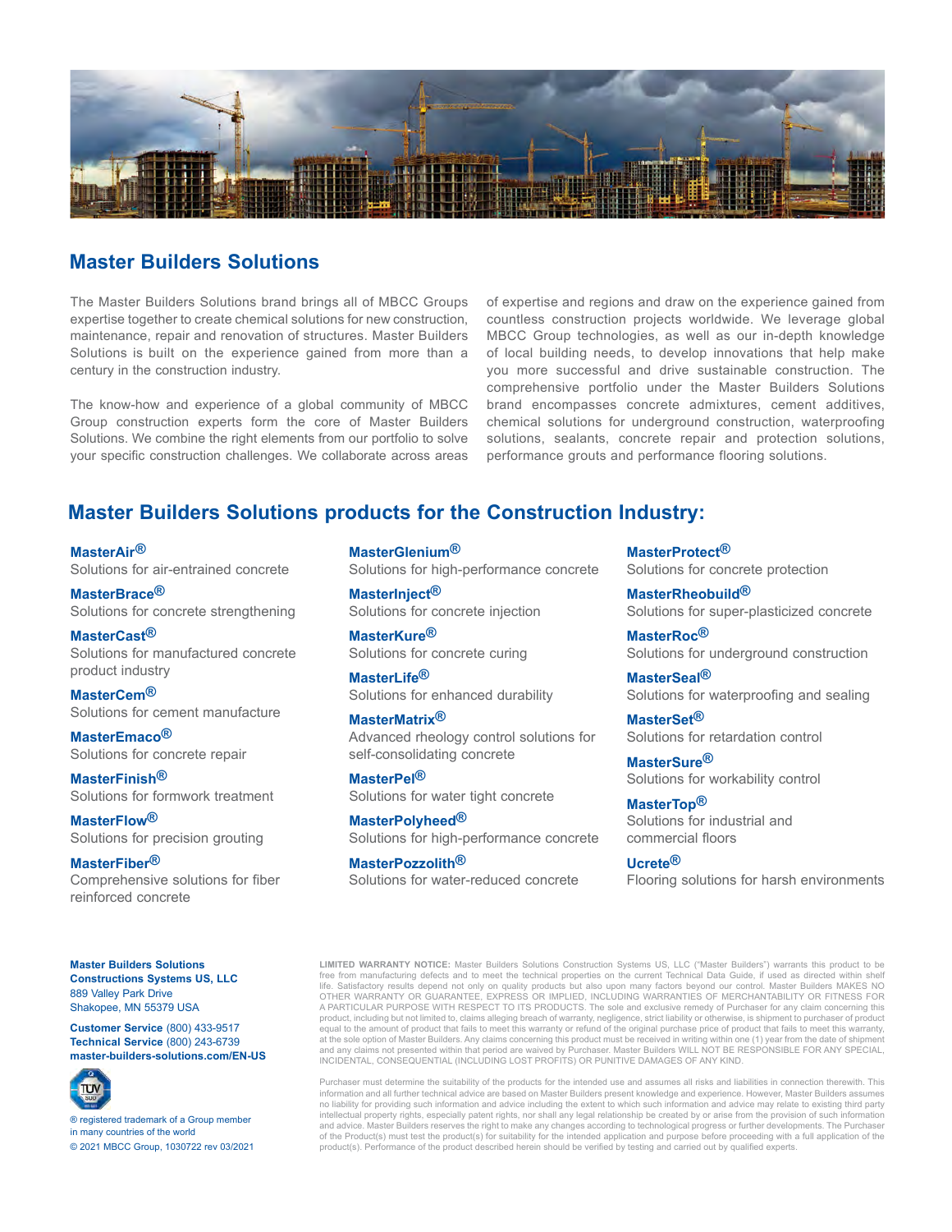## Master Builders Solutions

The Master Builders Solutions brand brings all of MBCC Groups expertise together to create chemical solutions for new construction, maintenance, repair and renovation of structures. Master Builders Solutions is built on the experience gained from more than a century in the construction industry.

The know-how and experience of a global community of MBCC Group construction experts form the core of Master Builders Solutions. We combine the right elements from our portfolio to solve your specific construction challenges. We collaborate across areas of expertise and regions and draw on the experience gained from countless construction projects worldwide. We leverage global MBCC Group technologies, as well as our in-depth knowledge of local building needs, to develop innovations that help make you more successful and drive sustainable construction. The comprehensive portfolio under the Master Builders Solutions brand encompasses concrete admixtures, cement additives, chemical solutions for underground construction, waterproofing solutions, sealants, concrete repair and protection solutions, performance grouts and performance flooring solutions.

## Master Builders Solutions products for the Construction Industry:

**MasterAir®**
Solutions for air-entrained concrete

**MasterBrace®**
Solutions for concrete strengthening

**MasterCast®**
Solutions for manufactured concrete product industry

**MasterCem®**
Solutions for cement manufacture

**MasterEmaco®**
Solutions for concrete repair

**MasterFinish®**
Solutions for formwork treatment

**MasterFlow®**
Solutions for precision grouting

**MasterFiber®**
Comprehensive solutions for fiber reinforced concrete

**MasterGlenium®**
Solutions for high-performance concrete

**MasterInject®**
Solutions for concrete injection

**MasterKure®**
Solutions for concrete curing

**MasterLife®**
Solutions for enhanced durability

**MasterMatrix®**
Advanced rheology control solutions for self-consolidating concrete

**MasterPel®**
Solutions for water tight concrete

**MasterPolyheed®**
Solutions for high-performance concrete

**MasterPozzolith®**
Solutions for water-reduced concrete

**MasterProtect®**
Solutions for concrete protection

**MasterRheobuild®**
Solutions for super-plasticized concrete

**MasterRoc®**
Solutions for underground construction

**MasterSeal®**
Solutions for waterproofing and sealing

**MasterSet®**
Solutions for retardation control

**MasterSure®**
Solutions for workability control

**MasterTop®**
Solutions for industrial and commercial floors

**Ucrete®**
Flooring solutions for harsh environments

**Master Builders Solutions Constructions Systems US, LLC**
889 Valley Park Drive
Shakopee, MN 55379 USA

**Customer Service** (800) 433-9517
**Technical Service** (800) 243-6739
**master-builders-solutions.com/EN-US**

® registered trademark of a Group member in many countries of the world
© 2021 MBCC Group, 1030722 rev 03/2021

**LIMITED WARRANTY NOTICE:** Master Builders Solutions Construction Systems US, LLC ("Master Builders") warrants this product to be free from manufacturing defects and to meet the technical properties on the current Technical Data Guide, if used as directed within shelf life. Satisfactory results depend not only on quality products but also upon many factors beyond our control. Master Builders MAKES NO OTHER WARRANTY OR GUARANTEE, EXPRESS OR IMPLIED, INCLUDING WARRANTIES OF MERCHANTABILITY OR FITNESS FOR A PARTICULAR PURPOSE WITH RESPECT TO ITS PRODUCTS. The sole and exclusive remedy of Purchaser for any claim concerning this product, including but not limited to, claims alleging breach of warranty, negligence, strict liability or otherwise, is shipment to purchaser of product equal to the amount of product that fails to meet this warranty or refund of the original purchase price of product that fails to meet this warranty, at the sole option of Master Builders. Any claims concerning this product must be received in writing within one (1) year from the date of shipment and any claims not presented within that period are waived by Purchaser. Master Builders WILL NOT BE RESPONSIBLE FOR ANY SPECIAL, INCIDENTAL, CONSEQUENTIAL (INCLUDING LOST PROFITS) OR PUNITIVE DAMAGES OF ANY KIND.

Purchaser must determine the suitability of the products for the intended use and assumes all risks and liabilities in connection therewith. This information and all further technical advice are based on Master Builders present knowledge and experience. However, Master Builders assumes no liability for providing such information and advice including the extent to which such information and advice may relate to existing third party intellectual property rights, especially patent rights, nor shall any legal relationship be created by or arise from the provision of such information and advice. Master Builders reserves the right to make any changes according to technological progress or further developments. The Purchaser of the Product(s) must test the product(s) for suitability for the intended application and purpose before proceeding with a full application of the product(s). Performance of the product described herein should be verified by testing and carried out by qualified experts.